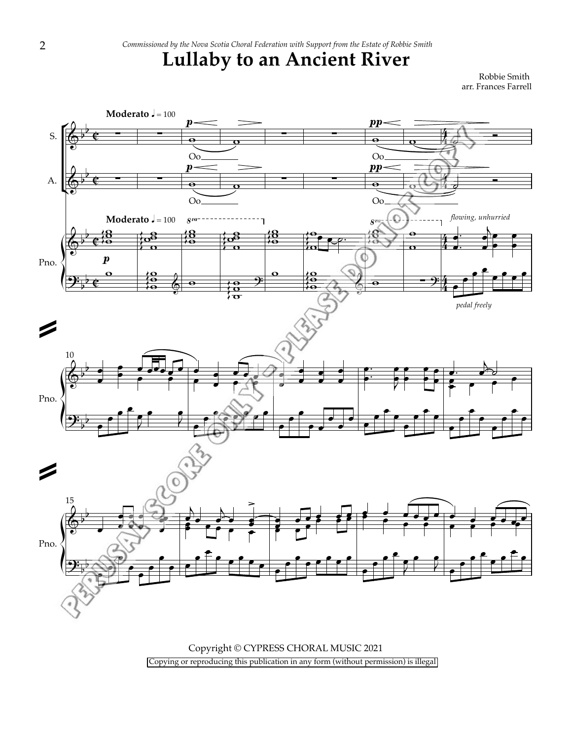*Commissioned by the Nova Scotia Choral Federation with Support from the Estate of Robbie Smith*

# Lullaby to an Ancient River

Robbie Smith
arr. Frances Farrell

Copyright © CYPRESS CHORAL MUSIC 2021

Copying or reproducing this publication in any form (without permission) is illegal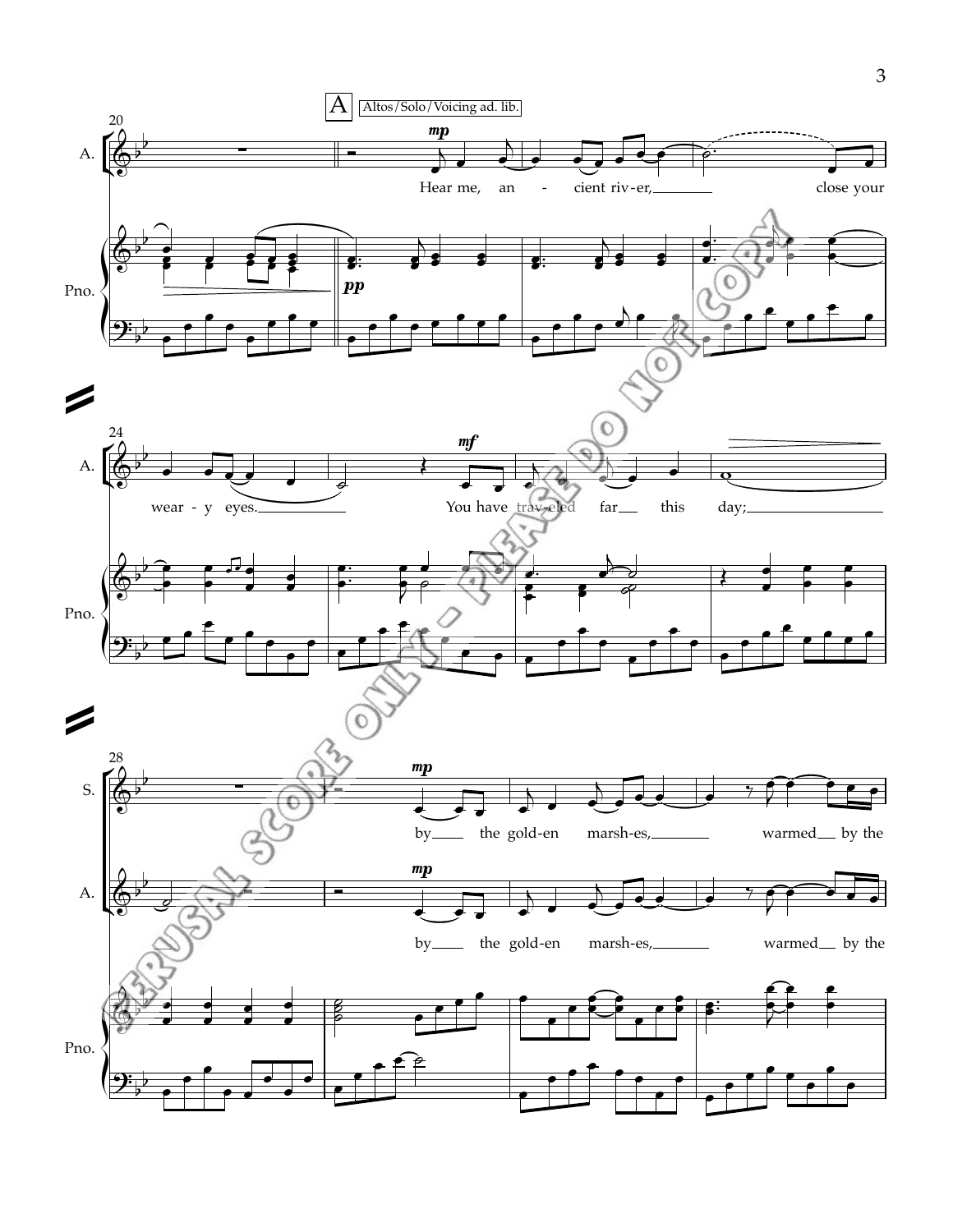A | Altos/Solo/Voicing ad. lib.

*mp*

Hear me, an - cient riv-er, close your wear - y eyes.

*mf*

You have trav-eled far this day;

*mp*

by the gold-en marsh-es, warmed by the

PERUSAL SCORE ONLY - PLEASE DO NOT COPY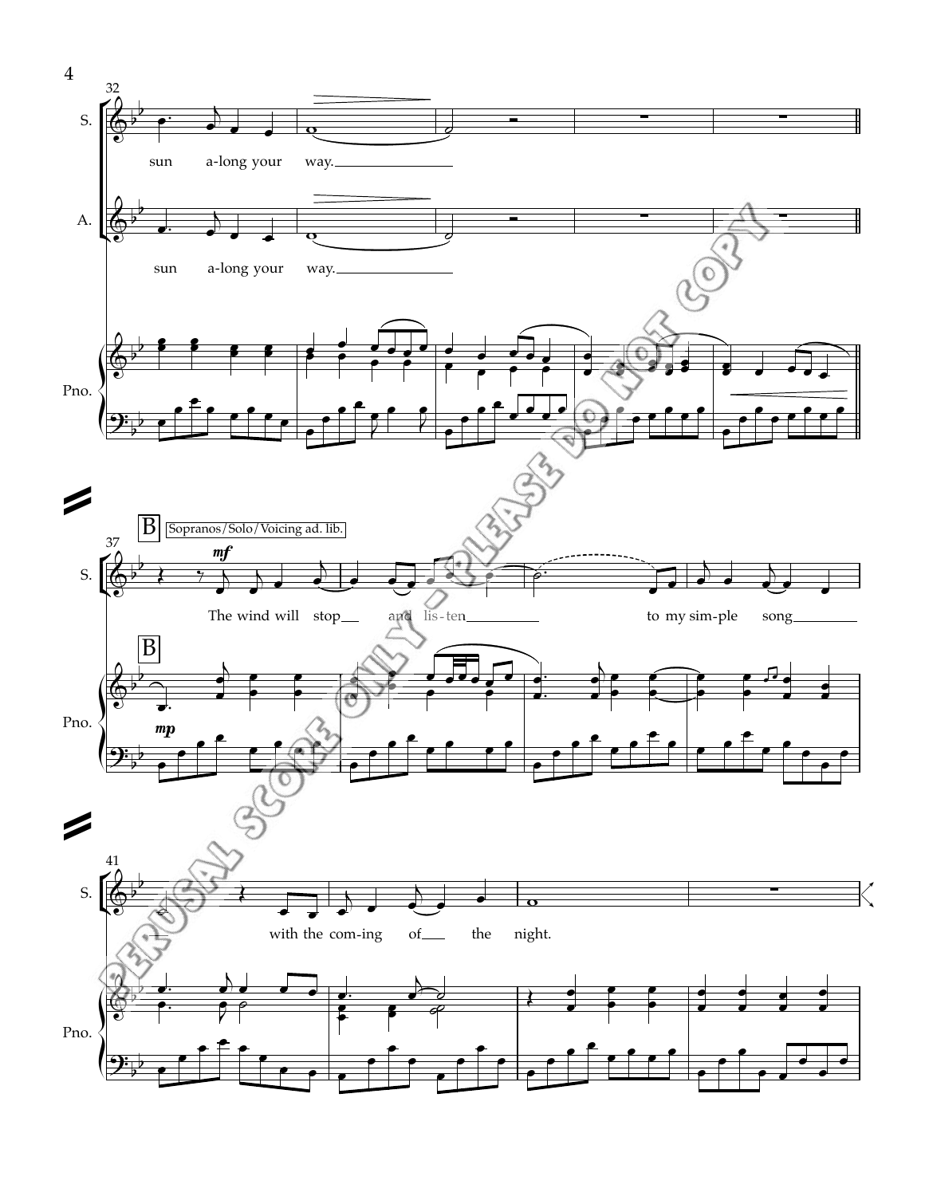32

S. sun a-long your way.

A. sun a-long your way.

Pno.

B — Sopranos/Solo/Voicing ad. lib.

37

S. *mf* The wind will stop and lis-ten to my sim-ple song

Pno. *mp*

41

S. with the com-ing of the night.

Pno.

PERUSAL SCORE ONLY - PLEASE DO NOT COPY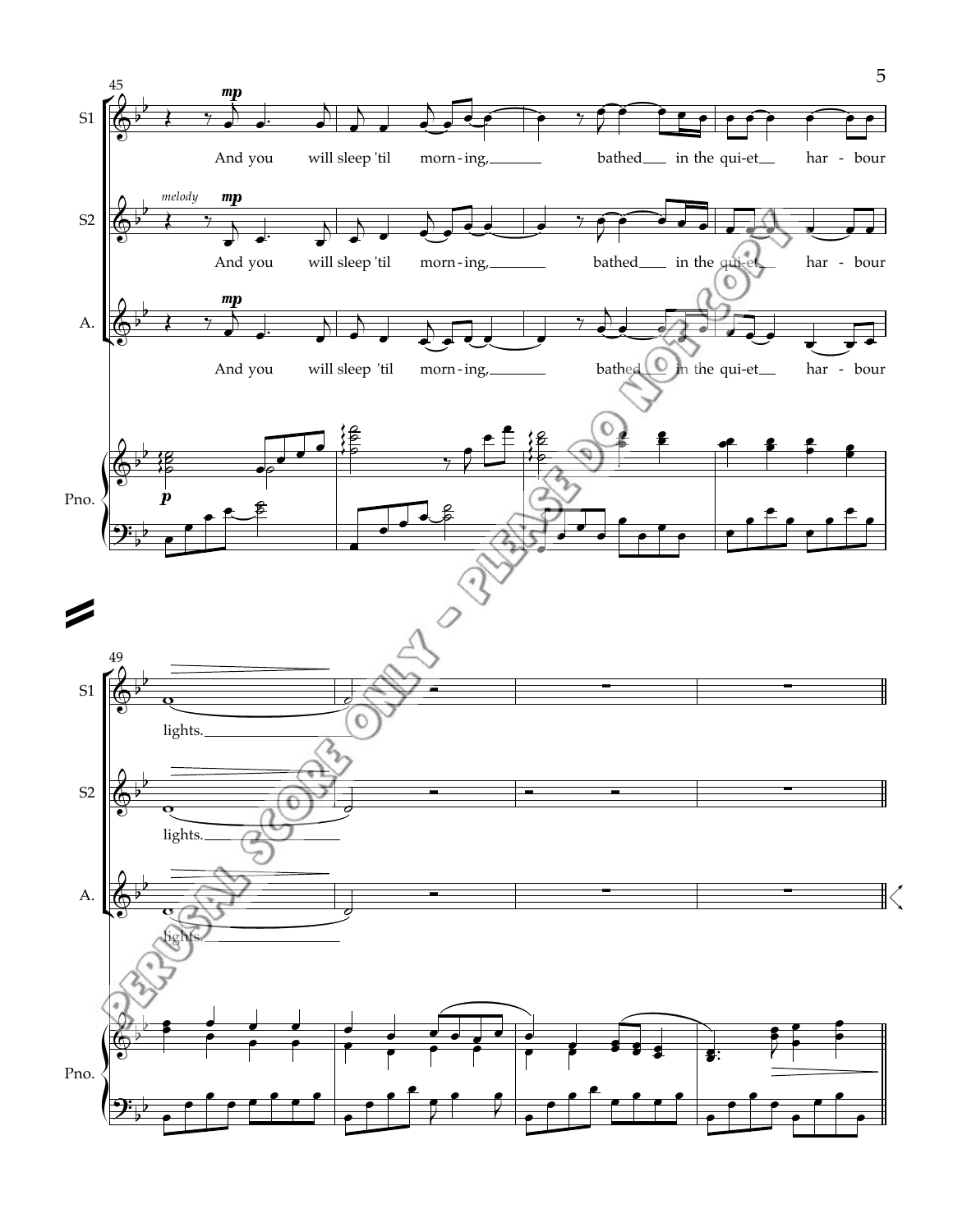45

S1 — *mp* — And you will sleep 'til morn - ing, bathed in the qui-et har - bour

S2 — *melody* *mp* — And you will sleep 'til morn - ing, bathed in the qui-et har - bour

A. — *mp* — And you will sleep 'til morn - ing, bathed in the qui-et har - bour

Pno. — *p*

49

S1 — lights.

S2 — lights.

A. — lights.

Pno.

PERUSAL SCORE ONLY - PLEASE DO NOT COPY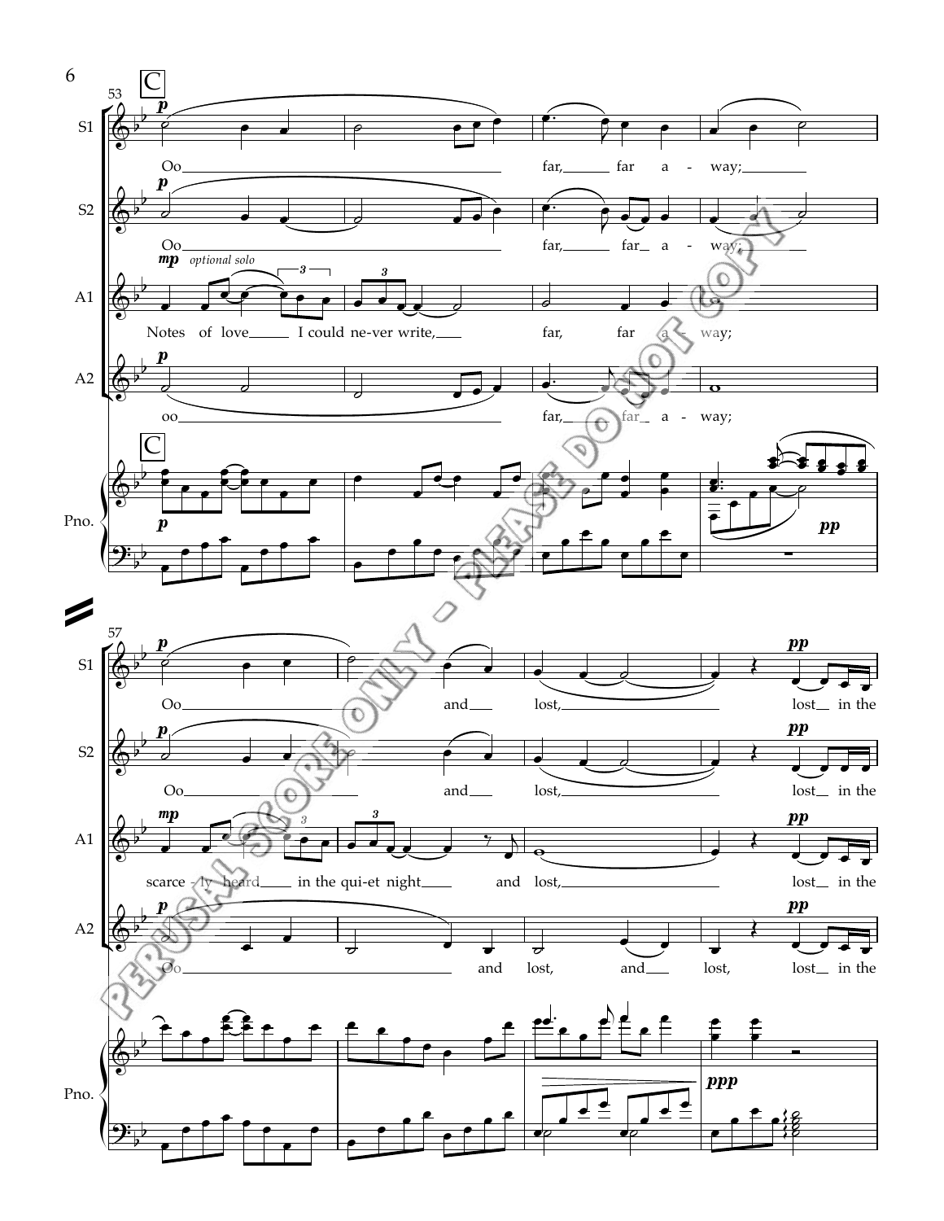**C**

53

**S1** *p* — Oo far, far a - way;

**S2** *p* — Oo far, far a - way;

**A1** *mp* *optional solo* — Notes of love I could ne-ver write, far, far a - way;

**A2** *p* — oo far, far a - way;

**Pno.** *p* … *pp*

57

**S1** *p* — Oo and lost, *pp* lost in the

**S2** *p* — Oo and lost, *pp* lost in the

**A1** *mp* — scarce - ly heard in the qui-et night and lost, *pp* lost in the

**A2** *p* — Oo and lost, and lost, *pp* lost in the

**Pno.** *ppp*

PERUSAL SCORE ONLY - PLEASE DO NOT COPY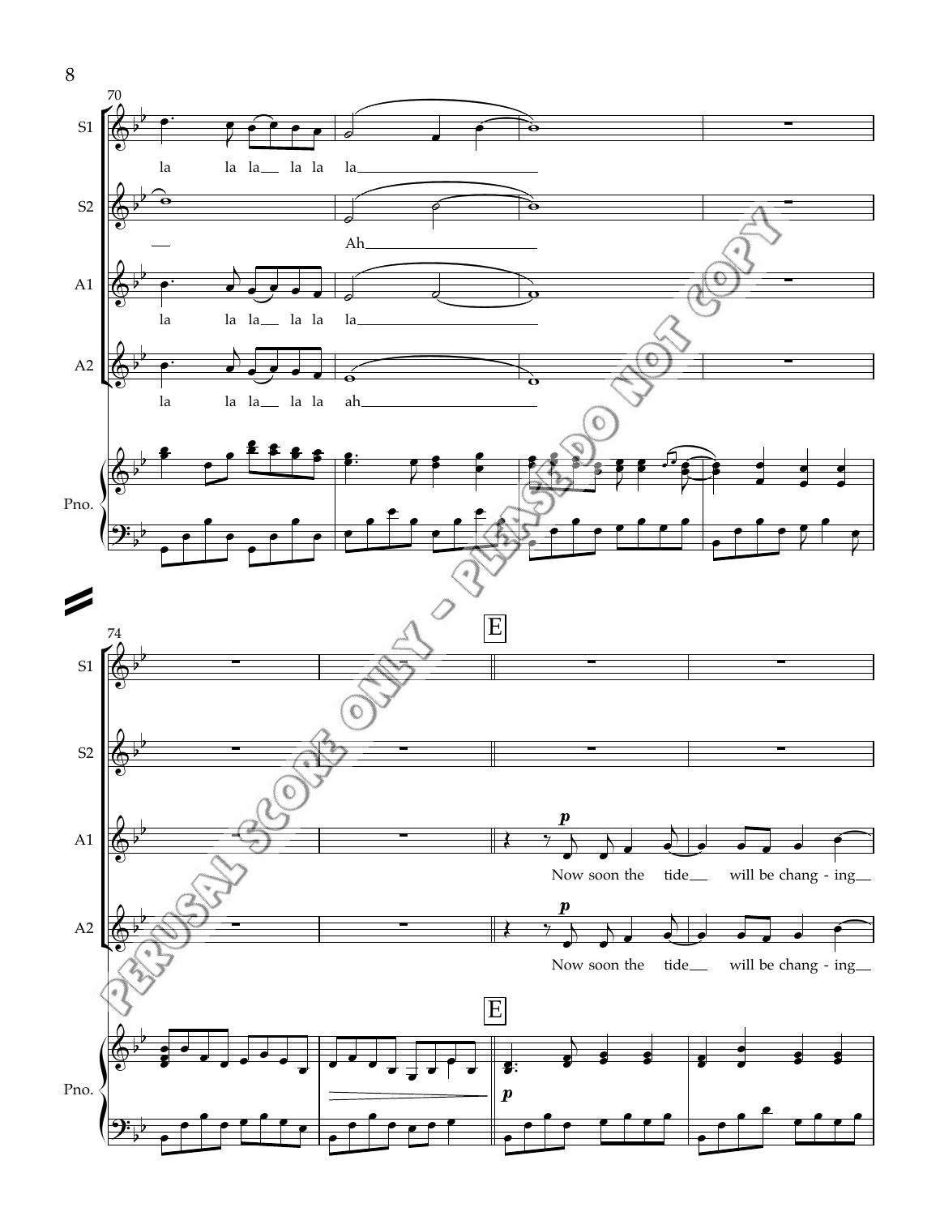70

S1

la la la la la la

S2

Ah

A1

la la la la la la

A2

la la la la la ah

Pno.

74

E

S1

S2

A1

*p*

Now soon the tide will be chang - ing

A2

*p*

Now soon the tide will be chang - ing

E

Pno.

*p*

PERUSAL SCORE ONLY - PLEASE DO NOT COPY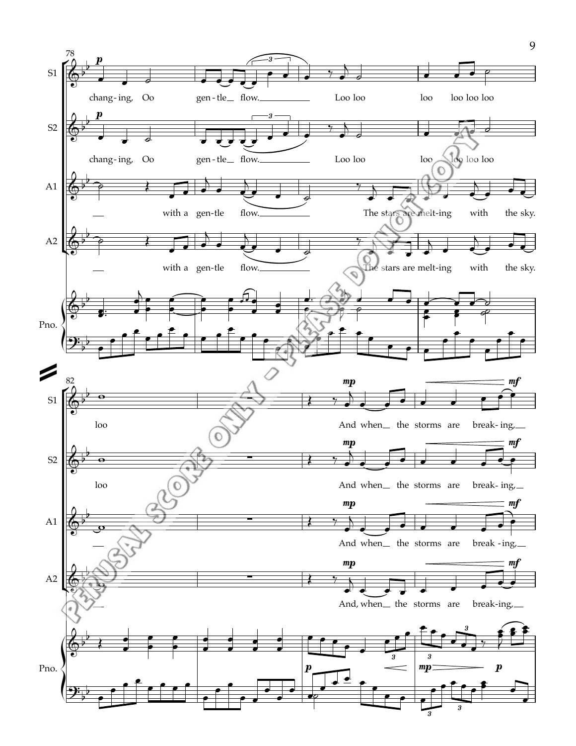78

**S1** *p*
changing, Oo gen-tle flow. Loo loo loo loo loo loo

**S2** *p*
changing, Oo gen-tle flow. Loo loo loo loo loo loo

**A1**
with a gen-tle flow. The stars are melt-ing with the sky.

**A2**
with a gen-tle flow. The stars are melt-ing with the sky.

**Pno.**

82

**S1**
loo *mp* And when the storms are *mf* break-ing,

**S2**
loo *mp* And when the storms are *mf* break-ing,

**A1**
*mp* And when the storms are *mf* break-ing,

**A2**
*mp* And, when the storms are *mf* break-ing,

**Pno.** *p* *mp* *p*

PERUSAL SCORE ONLY - PLEASE DO NOT COPY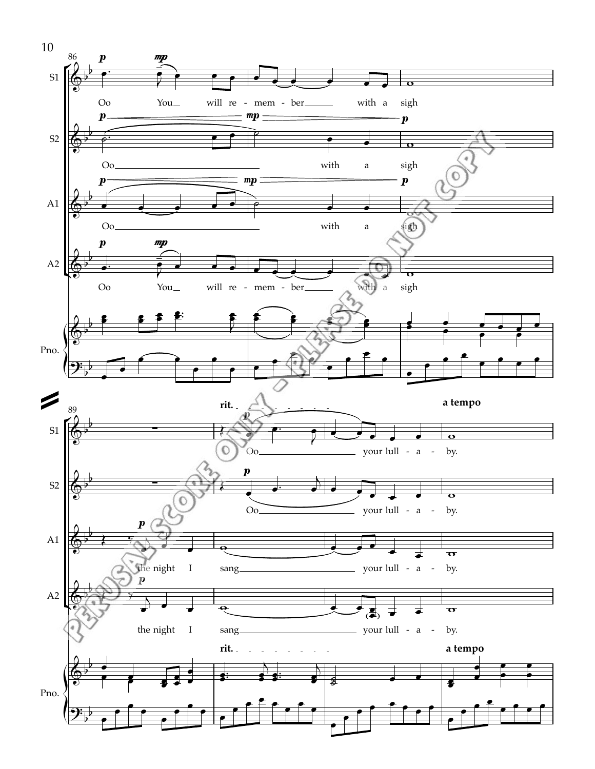86

S1

*p* *mp*

Oo You will re - mem - ber with a sigh

S2

*p* *mp* *p*

Oo with a sigh

A1

*p* *mp* *p*

Oo with a sigh

A2

*p* *mp*

Oo You will re - mem - ber with a sigh

Pno.

89

S1

**rit.** **a tempo**

*p*

Oo your lull - a - by.

S2

*p*

Oo your lull - a - by.

A1

*p*

the night I sang your lull - a - by.

A2

*p*

the night I sang your lull - a - by.

Pno.

**rit.** **a tempo**

PERUSAL SCORE ONLY - PLEASE DO NOT COPY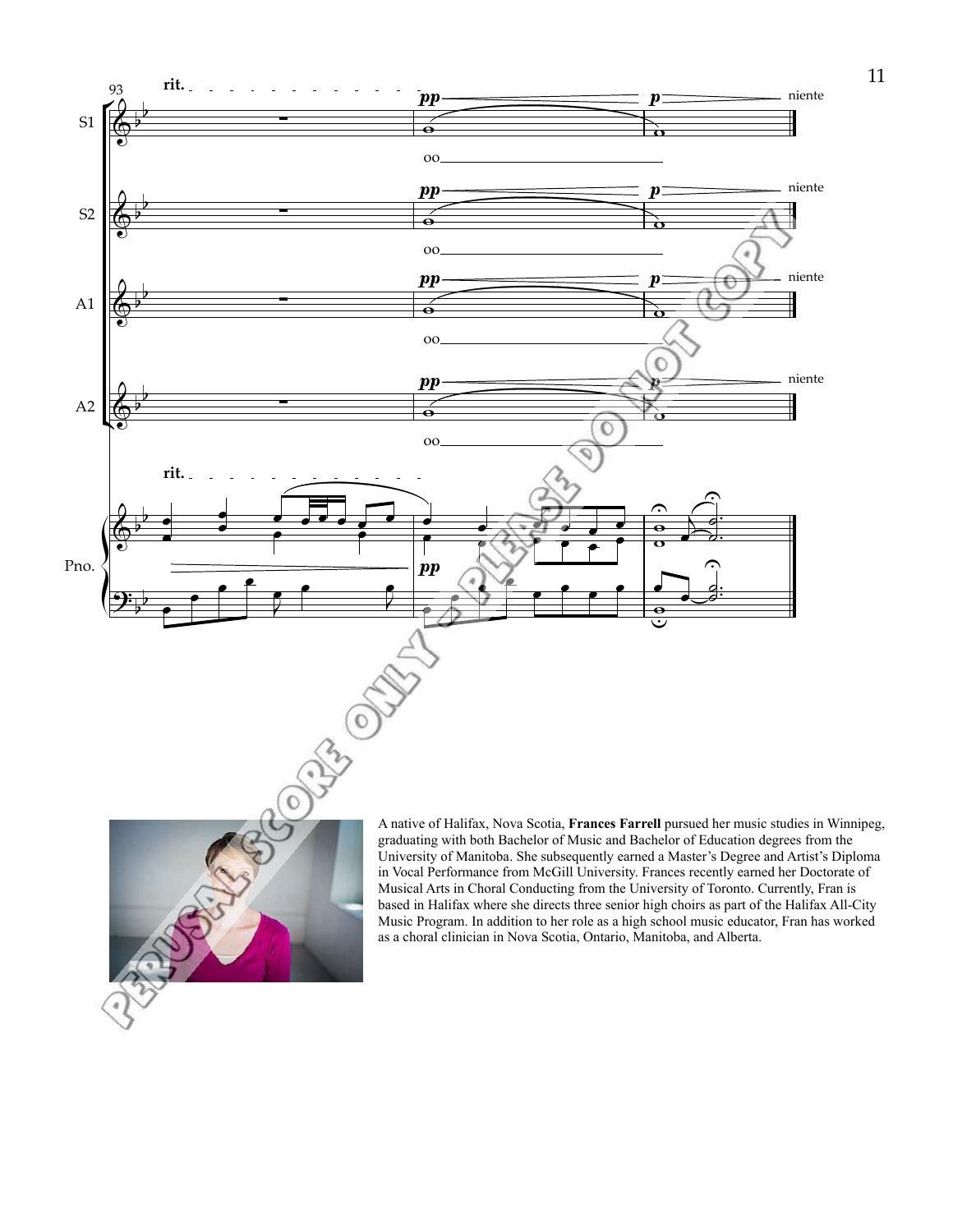A native of Halifax, Nova Scotia, **Frances Farrell** pursued her music studies in Winnipeg, graduating with both Bachelor of Music and Bachelor of Education degrees from the University of Manitoba. She subsequently earned a Master's Degree and Artist's Diploma in Vocal Performance from McGill University. Frances recently earned her Doctorate of Musical Arts in Choral Conducting from the University of Toronto. Currently, Fran is based in Halifax where she directs three senior high choirs as part of the Halifax All-City Music Program. In addition to her role as a high school music educator, Fran has worked as a choral clinician in Nova Scotia, Ontario, Manitoba, and Alberta.